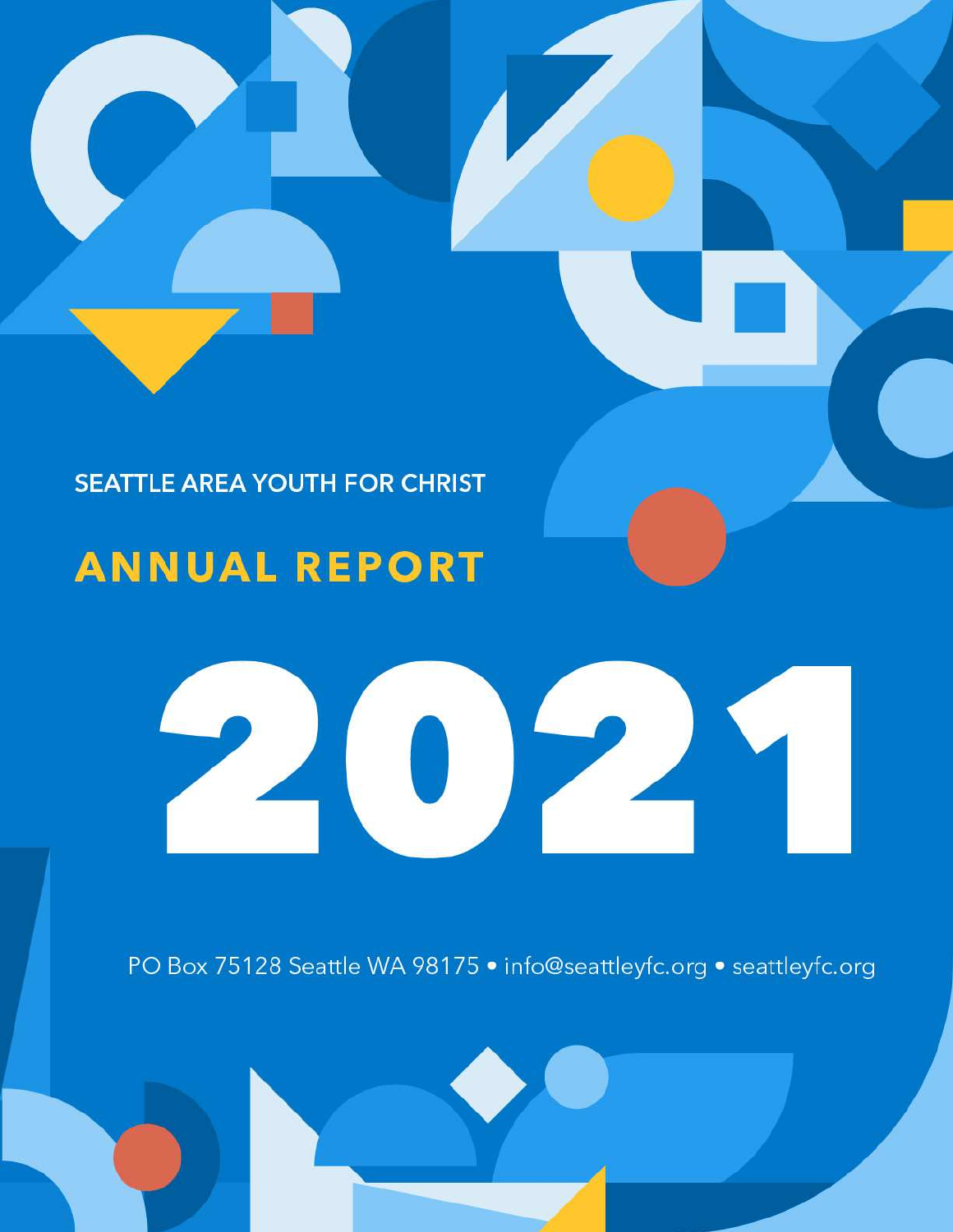SEATTLE AREA YOUTH FOR CHRIST

# ANNUAL REPORT

# 2021

PO Box 75128 Seattle WA 98175 • info@seattleyfc.org • seattleyfc.org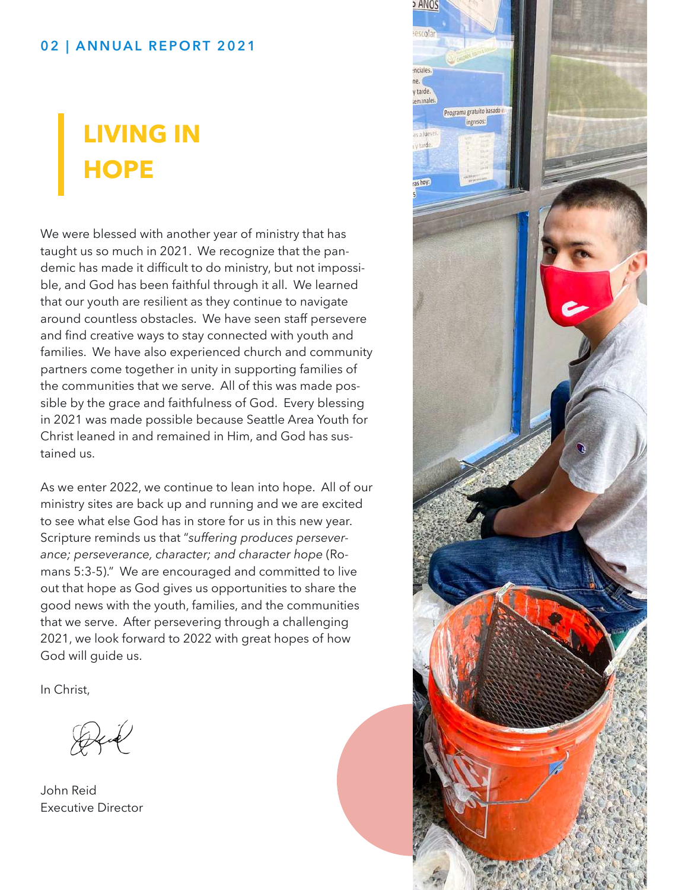# LIVING IN HOPE

We were blessed with another year of ministry that has taught us so much in 2021. We recognize that the pandemic has made it difficult to do ministry, but not impossible, and God has been faithful through it all. We learned that our youth are resilient as they continue to navigate around countless obstacles. We have seen staff persevere and find creative ways to stay connected with youth and families. We have also experienced church and community partners come together in unity in supporting families of the communities that we serve. All of this was made possible by the grace and faithfulness of God. Every blessing in 2021 was made possible because Seattle Area Youth for Christ leaned in and remained in Him, and God has sustained us.

As we enter 2022, we continue to lean into hope. All of our ministry sites are back up and running and we are excited to see what else God has in store for us in this new year. Scripture reminds us that "*suffering produces perseverance; perseverance, character; and character hope* (Romans 5:3-5)." We are encouraged and committed to live out that hope as God gives us opportunities to share the good news with the youth, families, and the communities that we serve. After persevering through a challenging 2021, we look forward to 2022 with great hopes of how God will guide us.

In Christ,

John Reid
Executive Director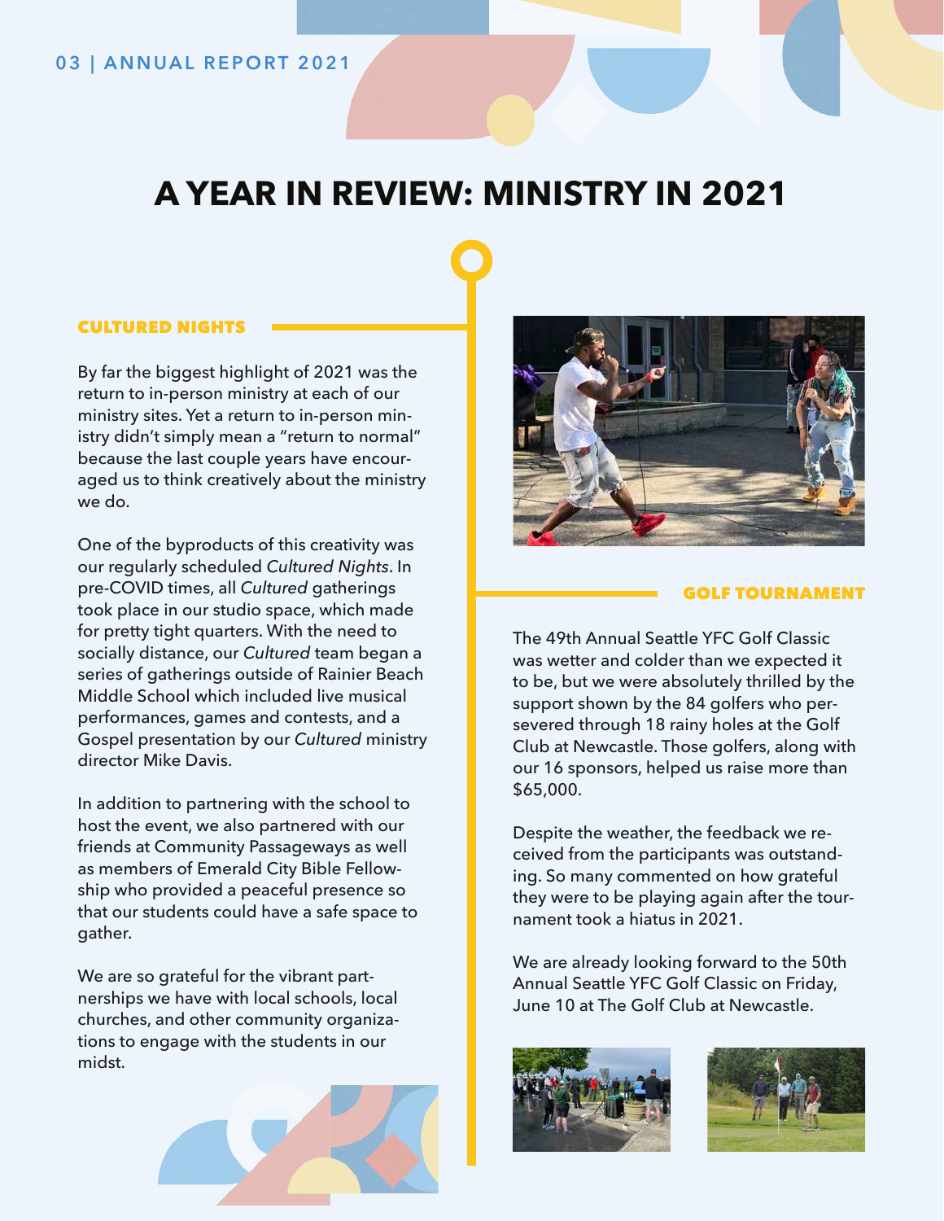# A YEAR IN REVIEW: MINISTRY IN 2021

## CULTURED NIGHTS

By far the biggest highlight of 2021 was the return to in-person ministry at each of our ministry sites. Yet a return to in-person ministry didn't simply mean a "return to normal" because the last couple years have encouraged us to think creatively about the ministry we do.

One of the byproducts of this creativity was our regularly scheduled *Cultured Nights*. In pre-COVID times, all *Cultured* gatherings took place in our studio space, which made for pretty tight quarters. With the need to socially distance, our *Cultured* team began a series of gatherings outside of Rainier Beach Middle School which included live musical performances, games and contests, and a Gospel presentation by our *Cultured* ministry director Mike Davis.

In addition to partnering with the school to host the event, we also partnered with our friends at Community Passageways as well as members of Emerald City Bible Fellowship who provided a peaceful presence so that our students could have a safe space to gather.

We are so grateful for the vibrant partnerships we have with local schools, local churches, and other community organizations to engage with the students in our midst.

## GOLF TOURNAMENT

The 49th Annual Seattle YFC Golf Classic was wetter and colder than we expected it to be, but we were absolutely thrilled by the support shown by the 84 golfers who persevered through 18 rainy holes at the Golf Club at Newcastle. Those golfers, along with our 16 sponsors, helped us raise more than $65,000.

Despite the weather, the feedback we received from the participants was outstanding. So many commented on how grateful they were to be playing again after the tournament took a hiatus in 2021.

We are already looking forward to the 50th Annual Seattle YFC Golf Classic on Friday, June 10 at The Golf Club at Newcastle.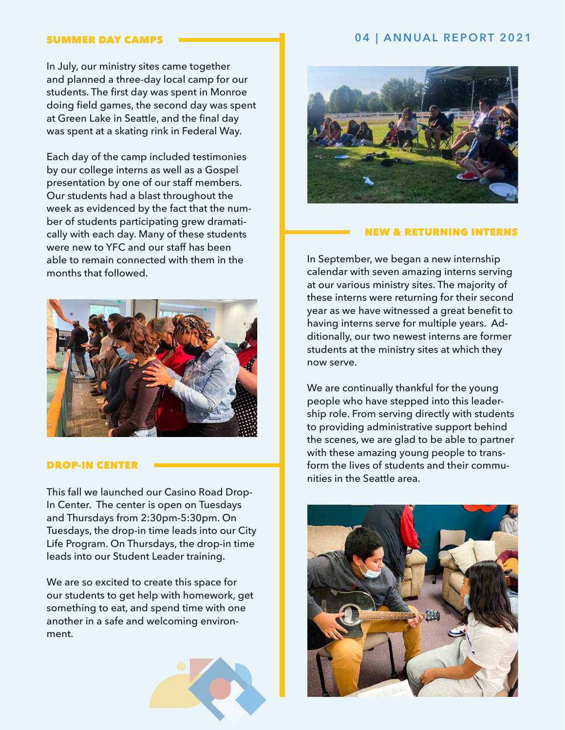## SUMMER DAY CAMPS

In July, our ministry sites came together and planned a three-day local camp for our students. The first day was spent in Monroe doing field games, the second day was spent at Green Lake in Seattle, and the final day was spent at a skating rink in Federal Way.

Each day of the camp included testimonies by our college interns as well as a Gospel presentation by one of our staff members. Our students had a blast throughout the week as evidenced by the fact that the number of students participating grew dramatically with each day. Many of these students were new to YFC and our staff has been able to remain connected with them in the months that followed.

## DROP-IN CENTER

This fall we launched our Casino Road Drop-In Center. The center is open on Tuesdays and Thursdays from 2:30pm-5:30pm. On Tuesdays, the drop-in time leads into our City Life Program. On Thursdays, the drop-in time leads into our Student Leader training.

We are so excited to create this space for our students to get help with homework, get something to eat, and spend time with one another in a safe and welcoming environment.

## NEW & RETURNING INTERNS

In September, we began a new internship calendar with seven amazing interns serving at our various ministry sites. The majority of these interns were returning for their second year as we have witnessed a great benefit to having interns serve for multiple years. Additionally, our two newest interns are former students at the ministry sites at which they now serve.

We are continually thankful for the young people who have stepped into this leadership role. From serving directly with students to providing administrative support behind the scenes, we are glad to be able to partner with these amazing young people to transform the lives of students and their communities in the Seattle area.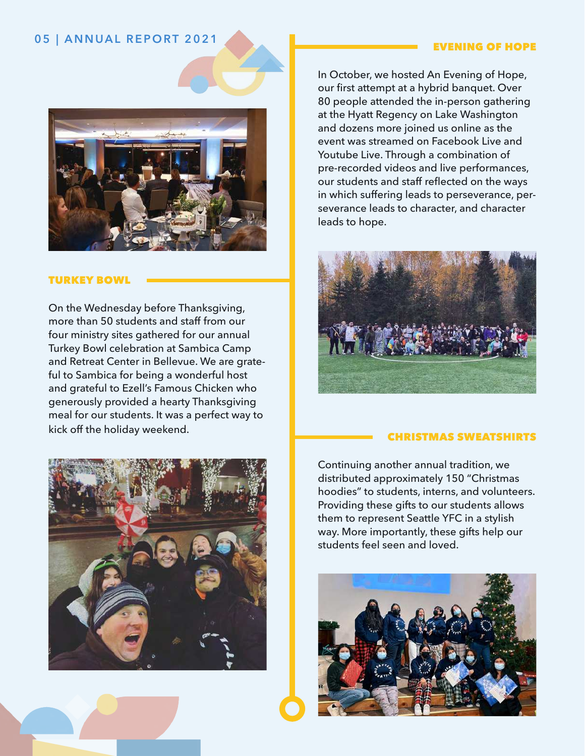## EVENING OF HOPE

In October, we hosted An Evening of Hope, our first attempt at a hybrid banquet. Over 80 people attended the in-person gathering at the Hyatt Regency on Lake Washington and dozens more joined us online as the event was streamed on Facebook Live and Youtube Live. Through a combination of pre-recorded videos and live performances, our students and staff reflected on the ways in which suffering leads to perseverance, perseverance leads to character, and character leads to hope.

## TURKEY BOWL

On the Wednesday before Thanksgiving, more than 50 students and staff from our four ministry sites gathered for our annual Turkey Bowl celebration at Sambica Camp and Retreat Center in Bellevue. We are grateful to Sambica for being a wonderful host and grateful to Ezell's Famous Chicken who generously provided a hearty Thanksgiving meal for our students. It was a perfect way to kick off the holiday weekend.

## CHRISTMAS SWEATSHIRTS

Continuing another annual tradition, we distributed approximately 150 "Christmas hoodies" to students, interns, and volunteers. Providing these gifts to our students allows them to represent Seattle YFC in a stylish way. More importantly, these gifts help our students feel seen and loved.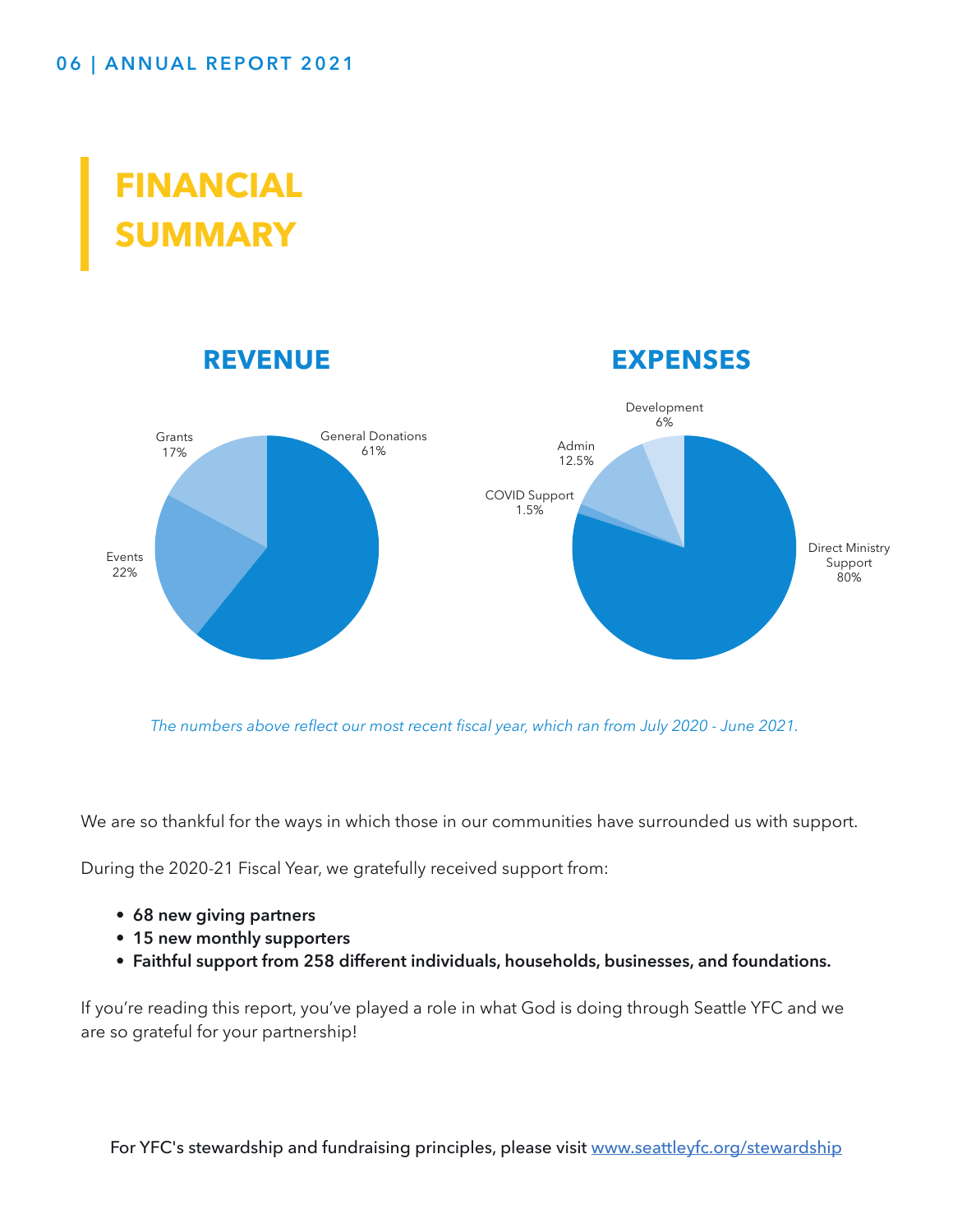# FINANCIAL SUMMARY

## REVENUE

Grants 17%

General Donations 61%

Events 22%

## EXPENSES

Development 6%

Admin 12.5%

COVID Support 1.5%

Direct Ministry Support 80%

*The numbers above reflect our most recent fiscal year, which ran from July 2020 - June 2021.*

We are so thankful for the ways in which those in our communities have surrounded us with support.

During the 2020-21 Fiscal Year, we gratefully received support from:

- **68 new giving partners**
- **15 new monthly supporters**
- **Faithful support from 258 different individuals, households, businesses, and foundations.**

If you're reading this report, you've played a role in what God is doing through Seattle YFC and we are so grateful for your partnership!

For YFC's stewardship and fundraising principles, please visit [www.seattleyfc.org/stewardship](http://www.seattleyfc.org/stewardship)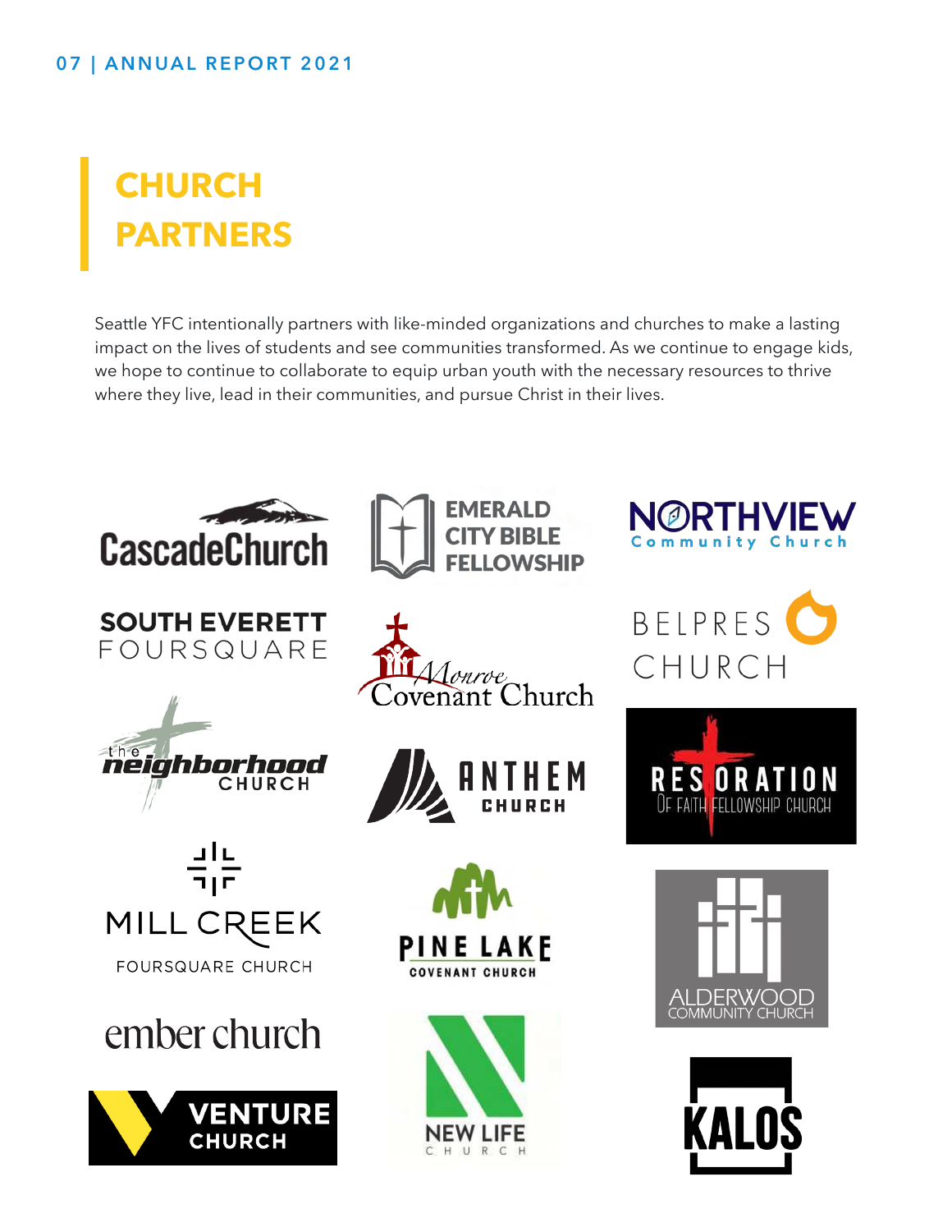# CHURCH PARTNERS

Seattle YFC intentionally partners with like-minded organizations and churches to make a lasting impact on the lives of students and see communities transformed. As we continue to engage kids, we hope to continue to collaborate to equip urban youth with the necessary resources to thrive where they live, lead in their communities, and pursue Christ in their lives.

CascadeChurch

EMERALD CITY BIBLE FELLOWSHIP

NORTHVIEW Community Church

SOUTH EVERETT FOURSQUARE

Monroe Covenant Church

BELPRES CHURCH

the neighborhood CHURCH

ANTHEM CHURCH

RESTORATION OF FAITH FELLOWSHIP CHURCH

MILL CREEK FOURSQUARE CHURCH

PINE LAKE COVENANT CHURCH

ALDERWOOD COMMUNITY CHURCH

ember church

NEW LIFE CHURCH

VENTURE CHURCH

KALOS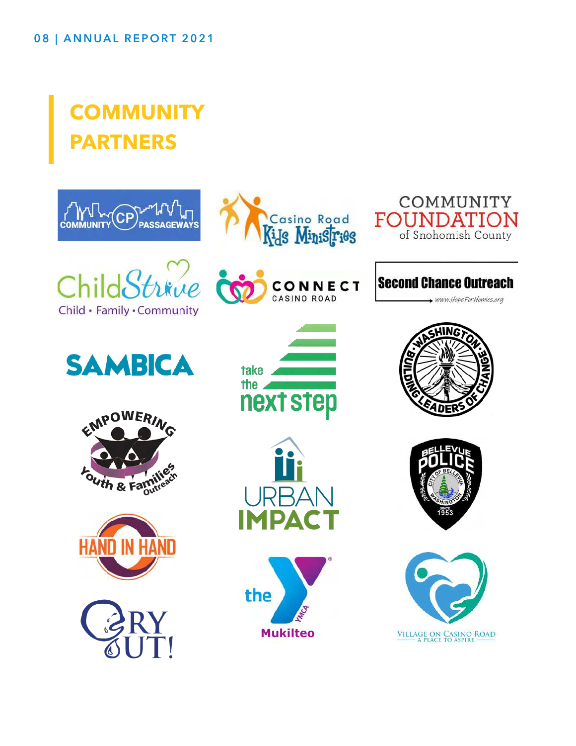## COMMUNITY PARTNERS

COMMUNITY CP PASSAGEWAYS

Casino Road Kids Ministries

COMMUNITY FOUNDATION of Snohomish County

ChildStrive Child • Family • Community

CONNECT CASINO ROAD

Second Chance Outreach www.HopeForHomies.org

SAMBICA

take the next step

WASHINGTON BUILDING LEADERS OF CHANGE

EMPOWERING Youth & Families Outreach

URBAN IMPACT

BELLEVUE POLICE CITY OF BELLEVUE WASHINGTON SINCE 1953

HAND IN HAND

the YMCA Mukilteo

CRY OUT!

VILLAGE ON CASINO ROAD A PLACE TO ASPIRE